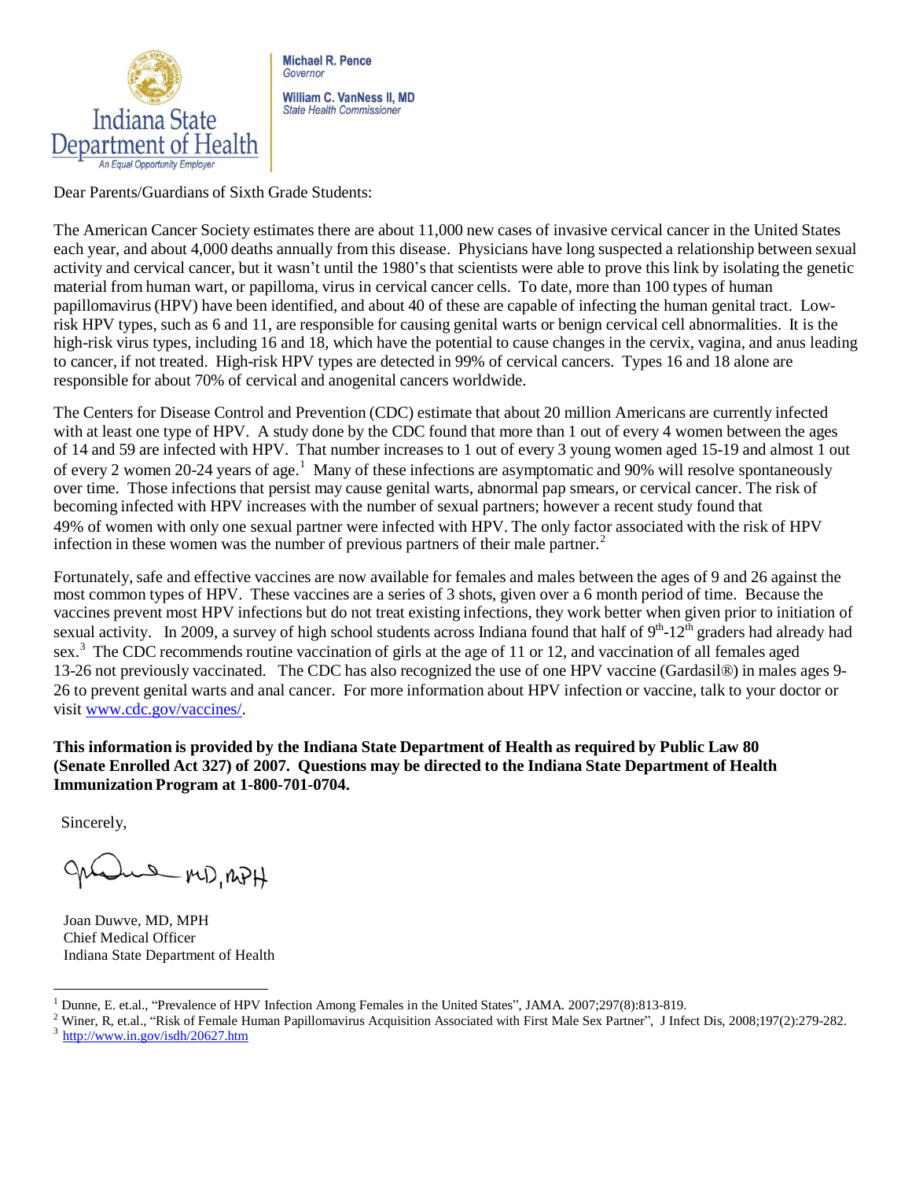Indiana State Department of Health

An Equal Opportunity Employer

**Michael R. Pence**
*Governor*

**William C. VanNess II, MD**
*State Health Commissioner*

Dear Parents/Guardians of Sixth Grade Students:

The American Cancer Society estimates there are about 11,000 new cases of invasive cervical cancer in the United States each year, and about 4,000 deaths annually from this disease. Physicians have long suspected a relationship between sexual activity and cervical cancer, but it wasn't until the 1980's that scientists were able to prove this link by isolating the genetic material from human wart, or papilloma, virus in cervical cancer cells. To date, more than 100 types of human papillomavirus (HPV) have been identified, and about 40 of these are capable of infecting the human genital tract. Low-risk HPV types, such as 6 and 11, are responsible for causing genital warts or benign cervical cell abnormalities. It is the high-risk virus types, including 16 and 18, which have the potential to cause changes in the cervix, vagina, and anus leading to cancer, if not treated. High-risk HPV types are detected in 99% of cervical cancers. Types 16 and 18 alone are responsible for about 70% of cervical and anogenital cancers worldwide.

The Centers for Disease Control and Prevention (CDC) estimate that about 20 million Americans are currently infected with at least one type of HPV. A study done by the CDC found that more than 1 out of every 4 women between the ages of 14 and 59 are infected with HPV. That number increases to 1 out of every 3 young women aged 15-19 and almost 1 out of every 2 women 20-24 years of age.[1] Many of these infections are asymptomatic and 90% will resolve spontaneously over time. Those infections that persist may cause genital warts, abnormal pap smears, or cervical cancer. The risk of becoming infected with HPV increases with the number of sexual partners; however a recent study found that 49% of women with only one sexual partner were infected with HPV. The only factor associated with the risk of HPV infection in these women was the number of previous partners of their male partner.[2]

Fortunately, safe and effective vaccines are now available for females and males between the ages of 9 and 26 against the most common types of HPV. These vaccines are a series of 3 shots, given over a 6 month period of time. Because the vaccines prevent most HPV infections but do not treat existing infections, they work better when given prior to initiation of sexual activity. In 2009, a survey of high school students across Indiana found that half of 9th-12th graders had already had sex.[3] The CDC recommends routine vaccination of girls at the age of 11 or 12, and vaccination of all females aged 13-26 not previously vaccinated. The CDC has also recognized the use of one HPV vaccine (Gardasil®) in males ages 9-26 to prevent genital warts and anal cancer. For more information about HPV infection or vaccine, talk to your doctor or visit www.cdc.gov/vaccines/.

**This information is provided by the Indiana State Department of Health as required by Public Law 80 (Senate Enrolled Act 327) of 2007. Questions may be directed to the Indiana State Department of Health Immunization Program at 1-800-701-0704.**

Sincerely,

Joan Duwve, MD, MPH
Chief Medical Officer
Indiana State Department of Health

---

[1] Dunne, E. et.al., "Prevalence of HPV Infection Among Females in the United States", JAMA. 2007;297(8):813-819.

[2] Winer, R, et.al., "Risk of Female Human Papillomavirus Acquisition Associated with First Male Sex Partner", J Infect Dis, 2008;197(2):279-282.

[3] http://www.in.gov/isdh/20627.htm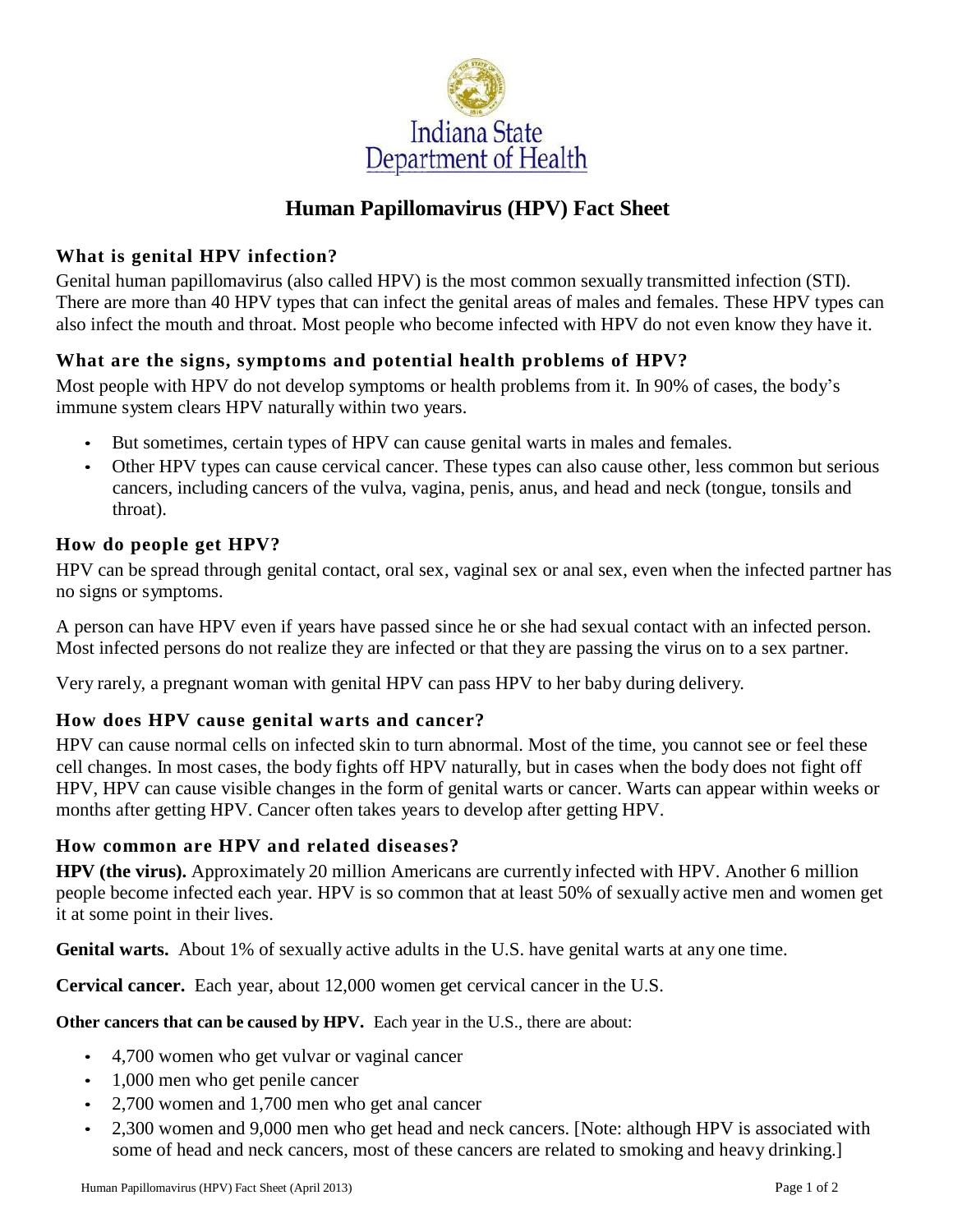Indiana State Department of Health

# Human Papillomavirus (HPV) Fact Sheet

### What is genital HPV infection?

Genital human papillomavirus (also called HPV) is the most common sexually transmitted infection (STI). There are more than 40 HPV types that can infect the genital areas of males and females. These HPV types can also infect the mouth and throat. Most people who become infected with HPV do not even know they have it.

### What are the signs, symptoms and potential health problems of HPV?

Most people with HPV do not develop symptoms or health problems from it. In 90% of cases, the body's immune system clears HPV naturally within two years.

- But sometimes, certain types of HPV can cause genital warts in males and females.
- Other HPV types can cause cervical cancer. These types can also cause other, less common but serious cancers, including cancers of the vulva, vagina, penis, anus, and head and neck (tongue, tonsils and throat).

### How do people get HPV?

HPV can be spread through genital contact, oral sex, vaginal sex or anal sex, even when the infected partner has no signs or symptoms.

A person can have HPV even if years have passed since he or she had sexual contact with an infected person. Most infected persons do not realize they are infected or that they are passing the virus on to a sex partner.

Very rarely, a pregnant woman with genital HPV can pass HPV to her baby during delivery.

### How does HPV cause genital warts and cancer?

HPV can cause normal cells on infected skin to turn abnormal. Most of the time, you cannot see or feel these cell changes. In most cases, the body fights off HPV naturally, but in cases when the body does not fight off HPV, HPV can cause visible changes in the form of genital warts or cancer. Warts can appear within weeks or months after getting HPV. Cancer often takes years to develop after getting HPV.

### How common are HPV and related diseases?

**HPV (the virus).** Approximately 20 million Americans are currently infected with HPV. Another 6 million people become infected each year. HPV is so common that at least 50% of sexually active men and women get it at some point in their lives.

**Genital warts.** About 1% of sexually active adults in the U.S. have genital warts at any one time.

**Cervical cancer.** Each year, about 12,000 women get cervical cancer in the U.S.

**Other cancers that can be caused by HPV.** Each year in the U.S., there are about:

- 4,700 women who get vulvar or vaginal cancer
- 1,000 men who get penile cancer
- 2,700 women and 1,700 men who get anal cancer
- 2,300 women and 9,000 men who get head and neck cancers. [Note: although HPV is associated with some of head and neck cancers, most of these cancers are related to smoking and heavy drinking.]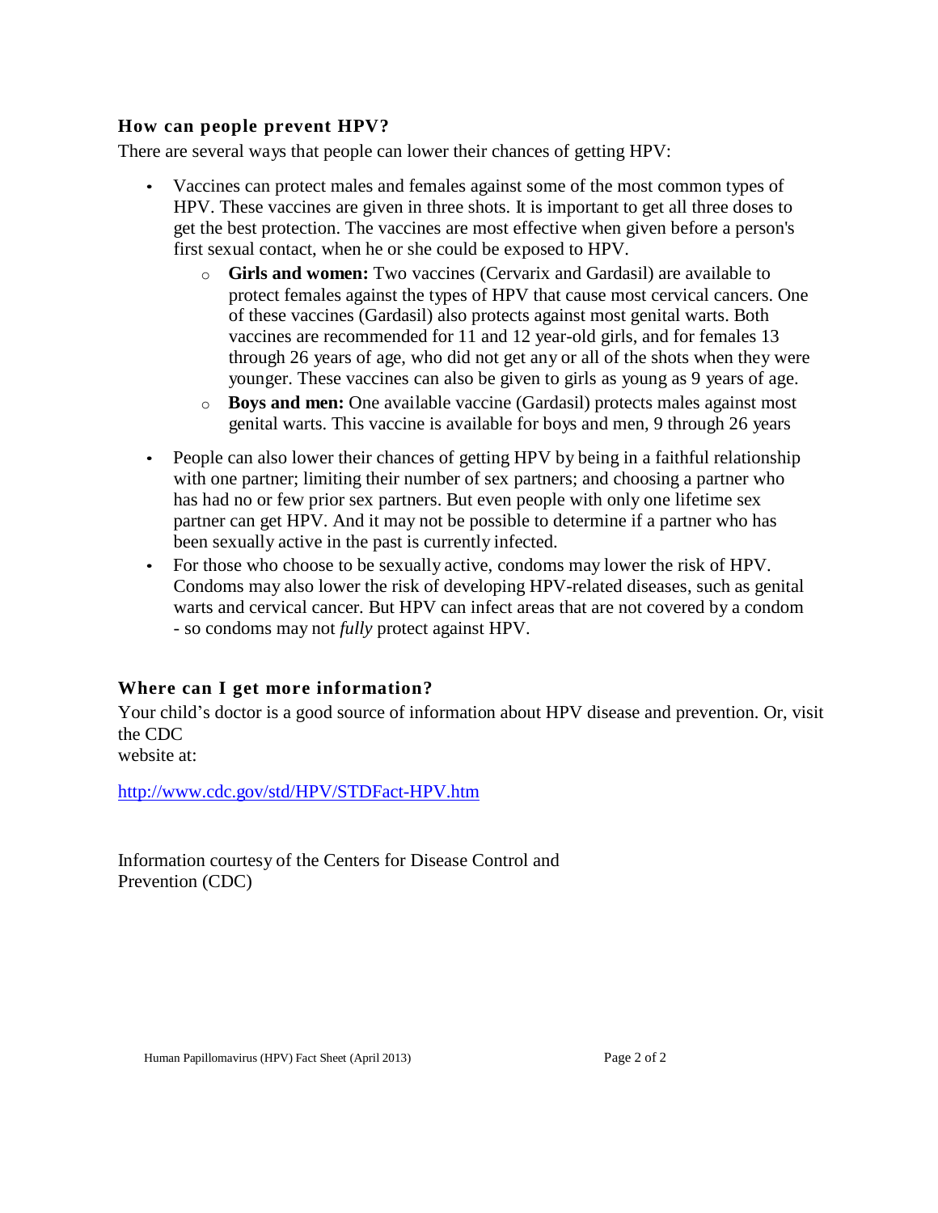### How can people prevent HPV?

There are several ways that people can lower their chances of getting HPV:

- Vaccines can protect males and females against some of the most common types of HPV. These vaccines are given in three shots. It is important to get all three doses to get the best protection. The vaccines are most effective when given before a person's first sexual contact, when he or she could be exposed to HPV.
    - **Girls and women:** Two vaccines (Cervarix and Gardasil) are available to protect females against the types of HPV that cause most cervical cancers. One of these vaccines (Gardasil) also protects against most genital warts. Both vaccines are recommended for 11 and 12 year-old girls, and for females 13 through 26 years of age, who did not get any or all of the shots when they were younger. These vaccines can also be given to girls as young as 9 years of age.
    - **Boys and men:** One available vaccine (Gardasil) protects males against most genital warts. This vaccine is available for boys and men, 9 through 26 years
- People can also lower their chances of getting HPV by being in a faithful relationship with one partner; limiting their number of sex partners; and choosing a partner who has had no or few prior sex partners. But even people with only one lifetime sex partner can get HPV. And it may not be possible to determine if a partner who has been sexually active in the past is currently infected.
- For those who choose to be sexually active, condoms may lower the risk of HPV. Condoms may also lower the risk of developing HPV-related diseases, such as genital warts and cervical cancer. But HPV can infect areas that are not covered by a condom - so condoms may not *fully* protect against HPV.

### Where can I get more information?

Your child's doctor is a good source of information about HPV disease and prevention. Or, visit the CDC
website at:

http://www.cdc.gov/std/HPV/STDFact-HPV.htm

Information courtesy of the Centers for Disease Control and
Prevention (CDC)